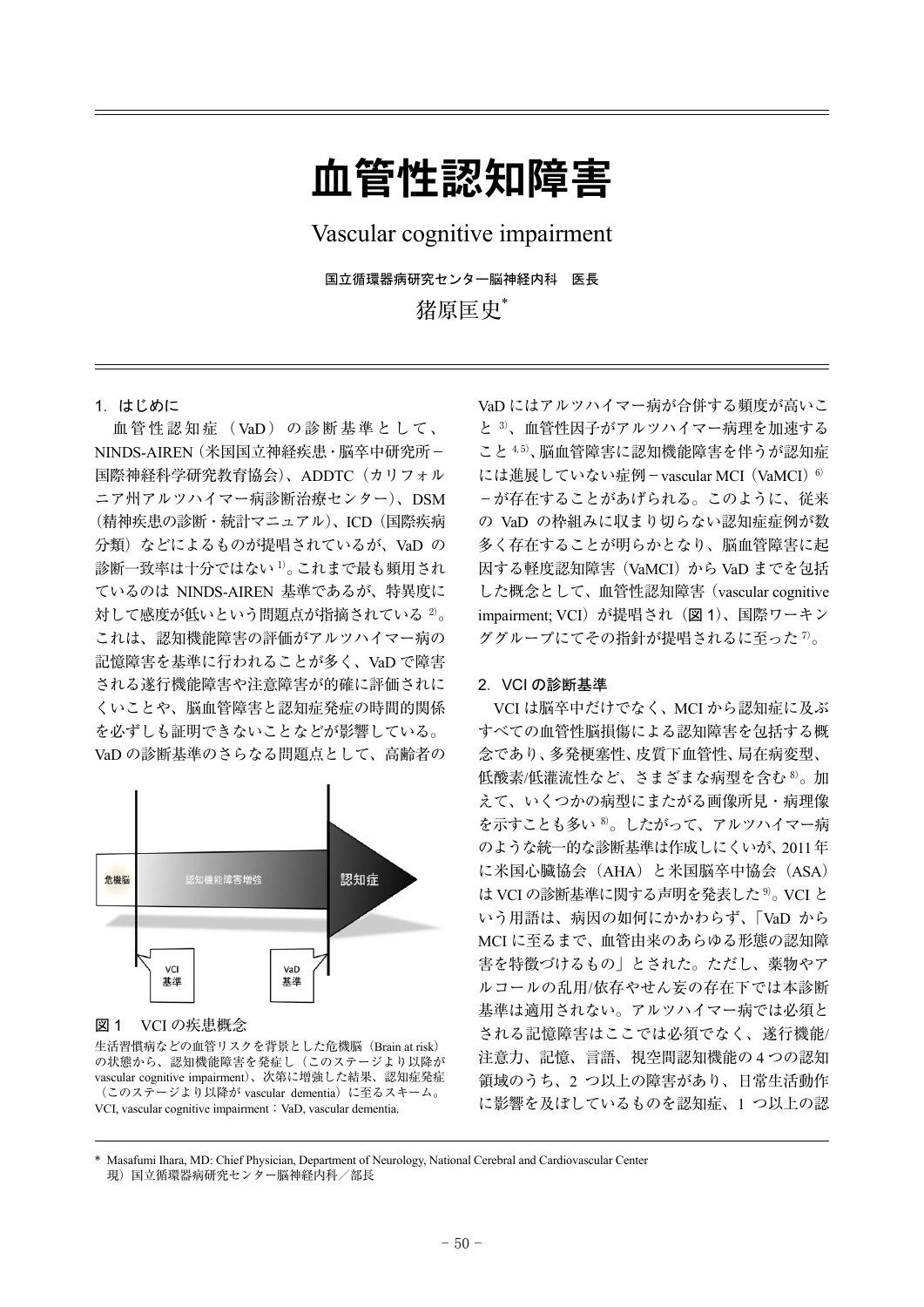# 血管性認知障害

## Vascular cognitive impairment

国立循環器病研究センター脳神経内科　医長

猪原匡史*

### 1. はじめに

血管性認知症（VaD）の診断基準として、NINDS-AIREN（米国国立神経疾患・脳卒中研究所－国際神経科学研究教育協会）、ADDTC（カリフォルニア州アルツハイマー病診断治療センター）、DSM（精神疾患の診断・統計マニュアル）、ICD（国際疾病分類）などによるものが提唱されているが、VaD の診断一致率は十分ではない[1]。これまで最も頻用されているのは NINDS-AIREN 基準であるが、特異度に対して感度が低いという問題点が指摘されている[2]。これは、認知機能障害の評価がアルツハイマー病の記憶障害を基準に行われることが多く、VaD で障害される遂行機能障害や注意障害が的確に評価されにくいことや、脳血管障害と認知症発症の時間的関係を必ずしも証明できないことなどが影響している。VaD の診断基準のさらなる問題点として、高齢者の VaD にはアルツハイマー病が合併する頻度が高いこと[3]、血管性因子がアルツハイマー病理を加速すること[4,5]、脳血管障害に認知機能障害を伴うが認知症には進展していない症例－vascular MCI（VaMCI）[6]－が存在することがあげられる。このように、従来の VaD の枠組みに収まり切らない認知症症例が数多く存在することが明らかとなり、脳血管障害に起因する軽度認知障害（VaMCI）から VaD までを包括した概念として、血管性認知障害（vascular cognitive impairment; VCI）が提唱され（**図 1**）、国際ワーキンググループにてその指針が提唱されるに至った[7]。

危機脳　認知機能障害増強　認知症

VCI 基準　VaD 基準

図 1　VCI の疾患概念

生活習慣病などの血管リスクを背景とした危機脳（Brain at risk）の状態から、認知機能障害を発症し（このステージより以降が vascular cognitive impairment）、次第に増強した結果、認知症発症（このステージより以降が vascular dementia）に至るスキーム。
VCI, vascular cognitive impairment；VaD, vascular dementia.

### 2. VCI の診断基準

VCI は脳卒中だけでなく、MCI から認知症に及ぶすべての血管性脳損傷による認知障害を包括する概念であり、多発梗塞性、皮質下血管性、局在病変型、低酸素/低灌流性など、さまざまな病型を含む[8]。加えて、いくつかの病型にまたがる画像所見・病理像を示すことも多い[8]。したがって、アルツハイマー病のような統一的な診断基準は作成しにくいが、2011 年に米国心臓協会（AHA）と米国脳卒中協会（ASA）は VCI の診断基準に関する声明を発表した[9]。VCI という用語は、病因の如何にかかわらず、「VaD から MCI に至るまで、血管由来のあらゆる形態の認知障害を特徴づけるもの」とされた。ただし、薬物やアルコールの乱用/依存やせん妄の存在下では本診断基準は適用されない。アルツハイマー病では必須とされる記憶障害はここでは必須でなく、遂行機能/注意力、記憶、言語、視空間認知機能の 4 つの認知領域のうち、2 つ以上の障害があり、日常生活動作に影響を及ぼしているものを認知症、1 つ以上の認

---

\* Masafumi Ihara, MD: Chief Physician, Department of Neurology, National Cerebral and Cardiovascular Center
現）国立循環器病研究センター脳神経内科／部長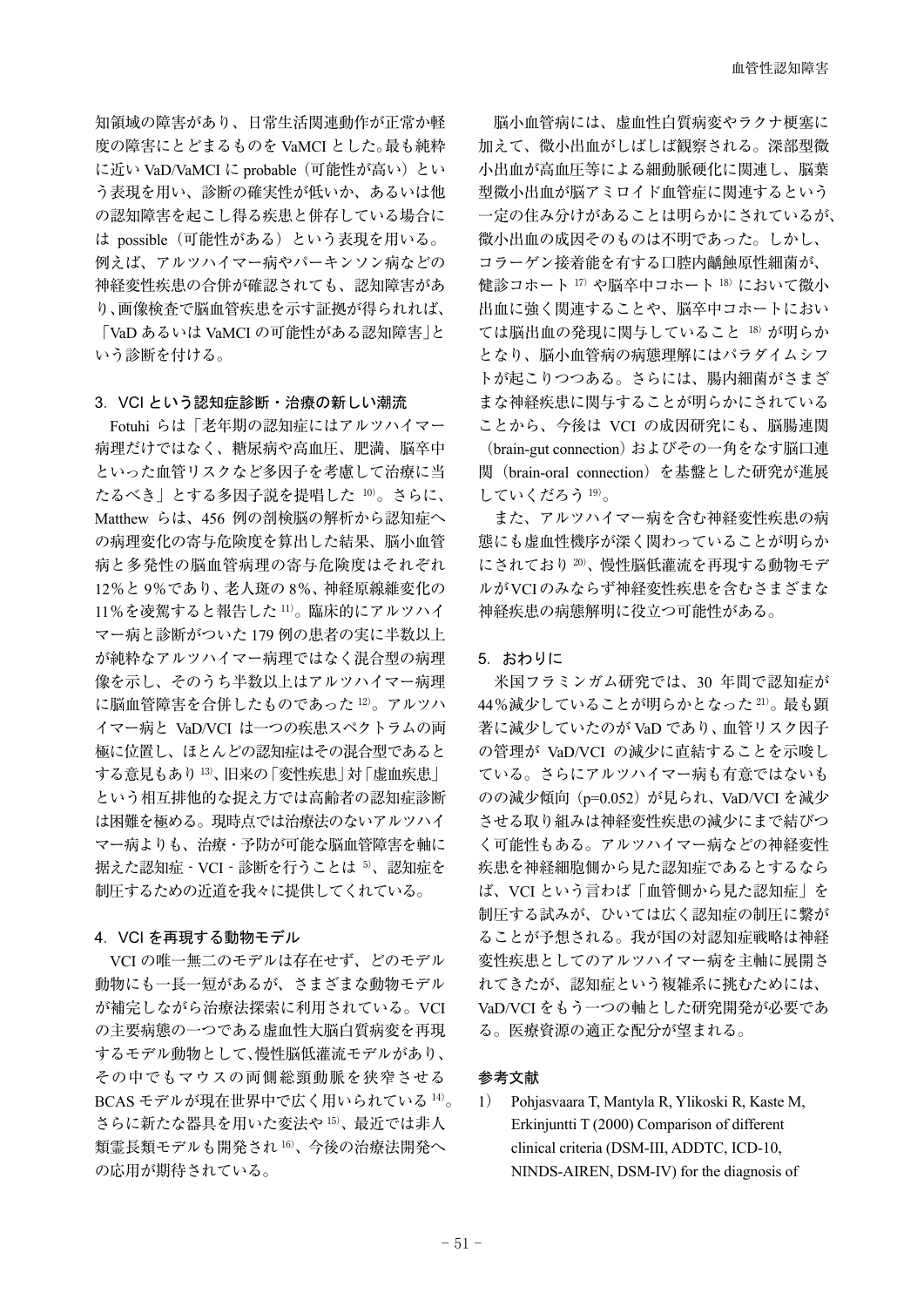知領域の障害があり、日常生活関連動作が正常か軽度の障害にとどまるものを VaMCI とした。最も純粋に近い VaD/VaMCI に probable（可能性が高い）という表現を用い、診断の確実性が低いか、あるいは他の認知障害を起こし得る疾患と併存している場合には possible（可能性がある）という表現を用いる。例えば、アルツハイマー病やパーキンソン病などの神経変性疾患の合併が確認されても、認知障害があり、画像検査で脳血管疾患を示す証拠が得られれば、「VaD あるいは VaMCI の可能性がある認知障害」という診断を付ける。

## 3. VCI という認知症診断・治療の新しい潮流

Fotuhi らは「老年期の認知症にはアルツハイマー病理だけではなく、糖尿病や高血圧、肥満、脳卒中といった血管リスクなど多因子を考慮して治療に当たるべき」とする多因子説を提唱した [10]。さらに、Matthew らは、456 例の剖検脳の解析から認知症への病理変化の寄与危険度を算出した結果、脳小血管病と多発性の脳血管病理の寄与危険度はそれぞれ 12%と 9%であり、老人斑の 8%、神経原線維変化の 11%を凌駕すると報告した [11]。臨床的にアルツハイマー病と診断がついた 179 例の患者の実に半数以上が純粋なアルツハイマー病理ではなく混合型の病理像を示し、そのうち半数以上はアルツハイマー病理に脳血管障害を合併したものであった [12]。アルツハイマー病と VaD/VCI は一つの疾患スペクトラムの両極に位置し、ほとんどの認知症はその混合型であるとする意見もあり [13]、旧来の「変性疾患」対「虚血疾患」という相互排他的な捉え方では高齢者の認知症診断は困難を極める。現時点では治療法のないアルツハイマー病よりも、治療・予防が可能な脳血管障害を軸に据えた認知症 - VCI - 診断を行うことは [5]、認知症を制圧するための近道を我々に提供してくれている。

## 4. VCI を再現する動物モデル

VCI の唯一無二のモデルは存在せず、どのモデル動物にも一長一短があるが、さまざまな動物モデルが補完しながら治療法探索に利用されている。VCI の主要病態の一つである虚血性大脳白質病変を再現するモデル動物として、慢性脳低灌流モデルがあり、その中でもマウスの両側総頸動脈を狭窄させる BCAS モデルが現在世界中で広く用いられている [14]。さらに新たな器具を用いた変法や [15]、最近では非人類霊長類モデルも開発され [16]、今後の治療法開発への応用が期待されている。

脳小血管病には、虚血性白質病変やラクナ梗塞に加えて、微小出血がしばしば観察される。深部型微小出血が高血圧等による細動脈硬化に関連し、脳葉型微小出血が脳アミロイド血管症に関連するという一定の住み分けがあることは明らかにされているが、微小出血の成因そのものは不明であった。しかし、コラーゲン接着能を有する口腔内齲蝕原性細菌が、健診コホート [17] や脳卒中コホート [18] において微小出血に強く関連することや、脳卒中コホートにおいては脳出血の発現に関与していること [18] が明らかとなり、脳小血管病の病態理解にはパラダイムシフトが起こりつつある。さらには、腸内細菌がさまざまな神経疾患に関与することが明らかにされていることから、今後は VCI の成因研究にも、脳腸連関（brain-gut connection）およびその一角をなす脳口連関（brain-oral connection）を基盤とした研究が進展していくだろう [19]。

また、アルツハイマー病を含む神経変性疾患の病態にも虚血性機序が深く関わっていることが明らかにされており [20]、慢性脳低灌流を再現する動物モデルが VCI のみならず神経変性疾患を含むさまざまな神経疾患の病態解明に役立つ可能性がある。

## 5. おわりに

米国フラミンガム研究では、30 年間で認知症が 44%減少していることが明らかとなった [21]。最も顕著に減少していたのが VaD であり、血管リスク因子の管理が VaD/VCI の減少に直結することを示唆している。さらにアルツハイマー病も有意ではないものの減少傾向（$p=0.052$）が見られ、VaD/VCI を減少させる取り組みは神経変性疾患の減少にまで結びつく可能性もある。アルツハイマー病などの神経変性疾患を神経細胞側から見た認知症であるとするならば、VCI という言わば「血管側から見た認知症」を制圧する試みが、ひいては広く認知症の制圧に繋がることが予想される。我が国の対認知症戦略は神経変性疾患としてのアルツハイマー病を主軸に展開されてきたが、認知症という複雑系に挑むためには、VaD/VCI をもう一つの軸とした研究開発が必要である。医療資源の適正な配分が望まれる。

## 参考文献

1) Pohjasvaara T, Mantyla R, Ylikoski R, Kaste M, Erkinjuntti T (2000) Comparison of different clinical criteria (DSM-III, ADDTC, ICD-10, NINDS-AIREN, DSM-IV) for the diagnosis of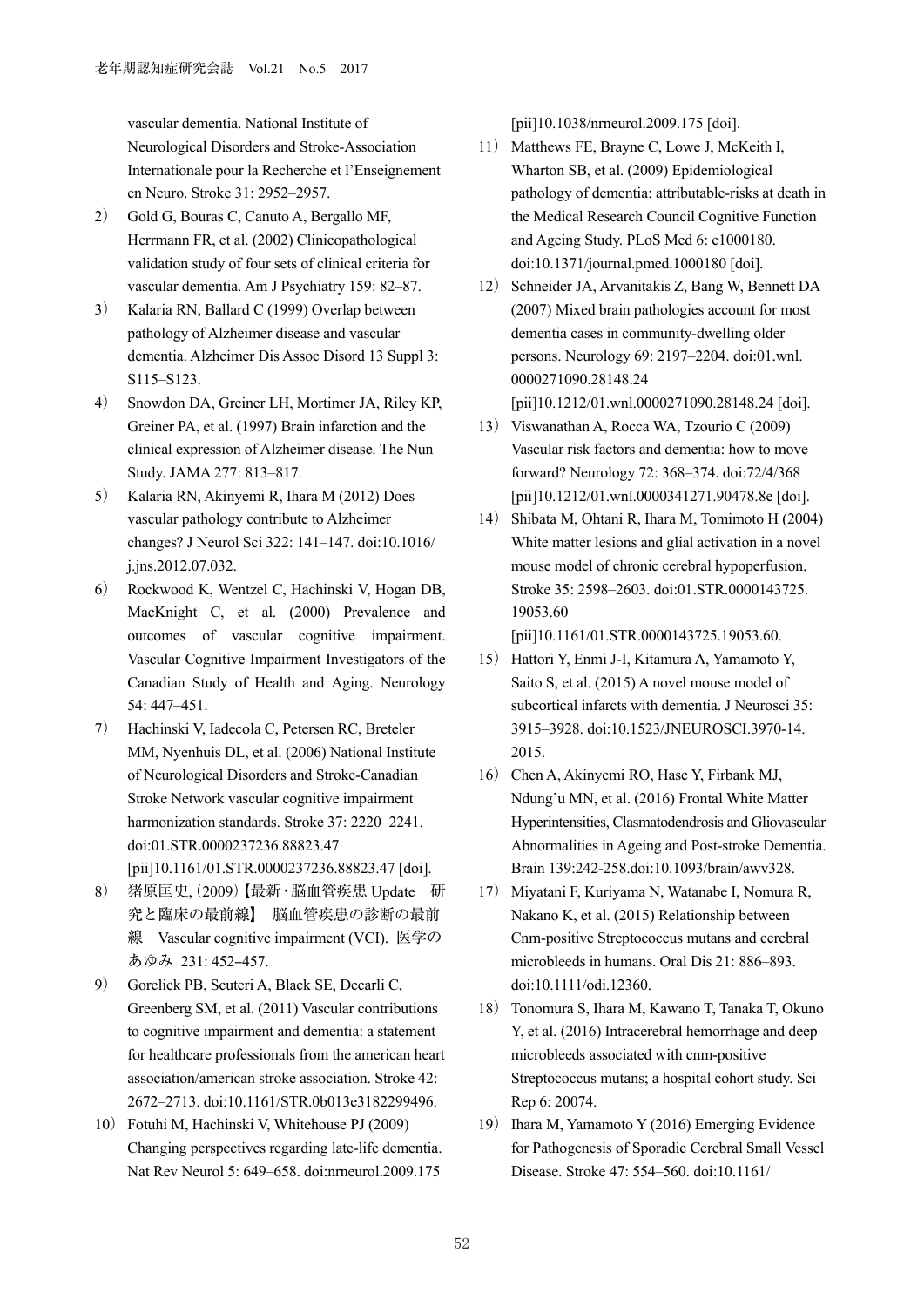vascular dementia. National Institute of Neurological Disorders and Stroke-Association Internationale pour la Recherche et l'Enseignement en Neuro. Stroke 31: 2952–2957.

2) Gold G, Bouras C, Canuto A, Bergallo MF, Herrmann FR, et al. (2002) Clinicopathological validation study of four sets of clinical criteria for vascular dementia. Am J Psychiatry 159: 82–87.

3) Kalaria RN, Ballard C (1999) Overlap between pathology of Alzheimer disease and vascular dementia. Alzheimer Dis Assoc Disord 13 Suppl 3: S115–S123.

4) Snowdon DA, Greiner LH, Mortimer JA, Riley KP, Greiner PA, et al. (1997) Brain infarction and the clinical expression of Alzheimer disease. The Nun Study. JAMA 277: 813–817.

5) Kalaria RN, Akinyemi R, Ihara M (2012) Does vascular pathology contribute to Alzheimer changes? J Neurol Sci 322: 141–147. doi:10.1016/j.jns.2012.07.032.

6) Rockwood K, Wentzel C, Hachinski V, Hogan DB, MacKnight C, et al. (2000) Prevalence and outcomes of vascular cognitive impairment. Vascular Cognitive Impairment Investigators of the Canadian Study of Health and Aging. Neurology 54: 447–451.

7) Hachinski V, Iadecola C, Petersen RC, Breteler MM, Nyenhuis DL, et al. (2006) National Institute of Neurological Disorders and Stroke-Canadian Stroke Network vascular cognitive impairment harmonization standards. Stroke 37: 2220–2241. doi:01.STR.0000237236.88823.47 [pii]10.1161/01.STR.0000237236.88823.47 [doi].

8) 猪原匡史, (2009)【最新・脳血管疾患 Update　研究と臨床の最前線】　脳血管疾患の診断の最前線　Vascular cognitive impairment (VCI). 医学のあゆみ 231: 452–457.

9) Gorelick PB, Scuteri A, Black SE, Decarli C, Greenberg SM, et al. (2011) Vascular contributions to cognitive impairment and dementia: a statement for healthcare professionals from the american heart association/american stroke association. Stroke 42: 2672–2713. doi:10.1161/STR.0b013e3182299496.

10) Fotuhi M, Hachinski V, Whitehouse PJ (2009) Changing perspectives regarding late-life dementia. Nat Rev Neurol 5: 649–658. doi:nrneurol.2009.175 [pii]10.1038/nrneurol.2009.175 [doi].

11) Matthews FE, Brayne C, Lowe J, McKeith I, Wharton SB, et al. (2009) Epidemiological pathology of dementia: attributable-risks at death in the Medical Research Council Cognitive Function and Ageing Study. PLoS Med 6: e1000180. doi:10.1371/journal.pmed.1000180 [doi].

12) Schneider JA, Arvanitakis Z, Bang W, Bennett DA (2007) Mixed brain pathologies account for most dementia cases in community-dwelling older persons. Neurology 69: 2197–2204. doi:01.wnl.0000271090.28148.24 [pii]10.1212/01.wnl.0000271090.28148.24 [doi].

13) Viswanathan A, Rocca WA, Tzourio C (2009) Vascular risk factors and dementia: how to move forward? Neurology 72: 368–374. doi:72/4/368 [pii]10.1212/01.wnl.0000341271.90478.8e [doi].

14) Shibata M, Ohtani R, Ihara M, Tomimoto H (2004) White matter lesions and glial activation in a novel mouse model of chronic cerebral hypoperfusion. Stroke 35: 2598–2603. doi:01.STR.0000143725.19053.60 [pii]10.1161/01.STR.0000143725.19053.60.

15) Hattori Y, Enmi J-I, Kitamura A, Yamamoto Y, Saito S, et al. (2015) A novel mouse model of subcortical infarcts with dementia. J Neurosci 35: 3915–3928. doi:10.1523/JNEUROSCI.3970-14.2015.

16) Chen A, Akinyemi RO, Hase Y, Firbank MJ, Ndung'u MN, et al. (2016) Frontal White Matter Hyperintensities, Clasmatodendrosis and Gliovascular Abnormalities in Ageing and Post-stroke Dementia. Brain 139:242-258.doi:10.1093/brain/awv328.

17) Miyatani F, Kuriyama N, Watanabe I, Nomura R, Nakano K, et al. (2015) Relationship between Cnm-positive Streptococcus mutans and cerebral microbleeds in humans. Oral Dis 21: 886–893. doi:10.1111/odi.12360.

18) Tonomura S, Ihara M, Kawano T, Tanaka T, Okuno Y, et al. (2016) Intracerebral hemorrhage and deep microbleeds associated with cnm-positive Streptococcus mutans; a hospital cohort study. Sci Rep 6: 20074.

19) Ihara M, Yamamoto Y (2016) Emerging Evidence for Pathogenesis of Sporadic Cerebral Small Vessel Disease. Stroke 47: 554–560. doi:10.1161/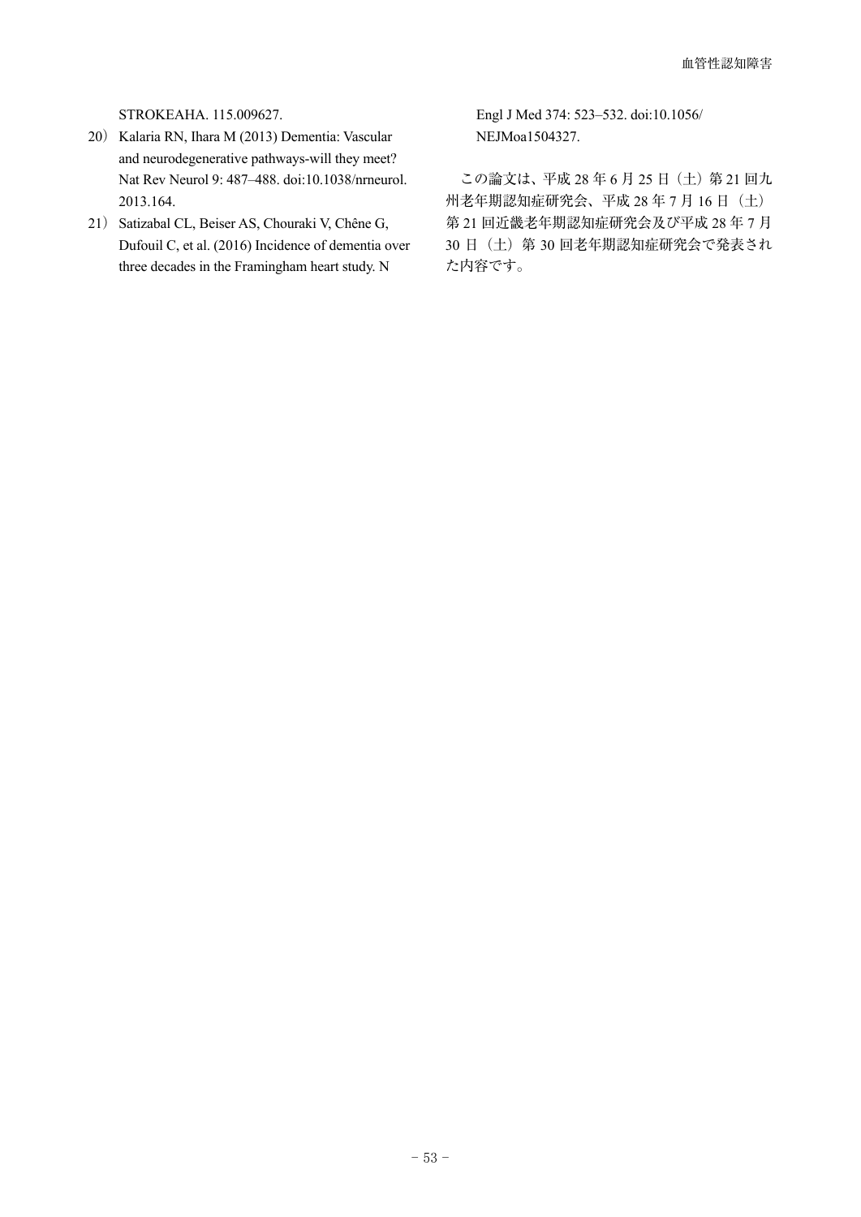STROKEAHA. 115.009627.

20) Kalaria RN, Ihara M (2013) Dementia: Vascular and neurodegenerative pathways-will they meet? Nat Rev Neurol 9: 487–488. doi:10.1038/nrneurol. 2013.164.

21) Satizabal CL, Beiser AS, Chouraki V, Chêne G, Dufouil C, et al. (2016) Incidence of dementia over three decades in the Framingham heart study. N Engl J Med 374: 523–532. doi:10.1056/NEJMoa1504327.

この論文は、平成 28 年 6 月 25 日（土）第 21 回九州老年期認知症研究会、平成 28 年 7 月 16 日（土）第 21 回近畿老年期認知症研究会及び平成 28 年 7 月 30 日（土）第 30 回老年期認知症研究会で発表された内容です。